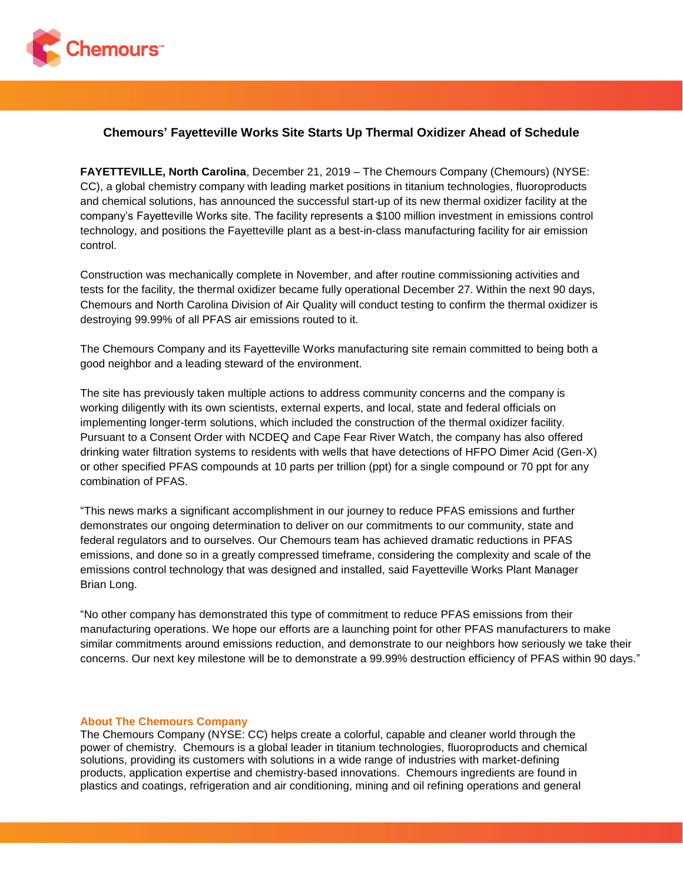# Chemours' Fayetteville Works Site Starts Up Thermal Oxidizer Ahead of Schedule

**FAYETTEVILLE, North Carolina**, December 21, 2019 – The Chemours Company (Chemours) (NYSE: CC), a global chemistry company with leading market positions in titanium technologies, fluoroproducts and chemical solutions, has announced the successful start-up of its new thermal oxidizer facility at the company's Fayetteville Works site. The facility represents a $100 million investment in emissions control technology, and positions the Fayetteville plant as a best-in-class manufacturing facility for air emission control.

Construction was mechanically complete in November, and after routine commissioning activities and tests for the facility, the thermal oxidizer became fully operational December 27. Within the next 90 days, Chemours and North Carolina Division of Air Quality will conduct testing to confirm the thermal oxidizer is destroying 99.99% of all PFAS air emissions routed to it.

The Chemours Company and its Fayetteville Works manufacturing site remain committed to being both a good neighbor and a leading steward of the environment.

The site has previously taken multiple actions to address community concerns and the company is working diligently with its own scientists, external experts, and local, state and federal officials on implementing longer-term solutions, which included the construction of the thermal oxidizer facility. Pursuant to a Consent Order with NCDEQ and Cape Fear River Watch, the company has also offered drinking water filtration systems to residents with wells that have detections of HFPO Dimer Acid (Gen-X) or other specified PFAS compounds at 10 parts per trillion (ppt) for a single compound or 70 ppt for any combination of PFAS.

"This news marks a significant accomplishment in our journey to reduce PFAS emissions and further demonstrates our ongoing determination to deliver on our commitments to our community, state and federal regulators and to ourselves. Our Chemours team has achieved dramatic reductions in PFAS emissions, and done so in a greatly compressed timeframe, considering the complexity and scale of the emissions control technology that was designed and installed, said Fayetteville Works Plant Manager Brian Long.

"No other company has demonstrated this type of commitment to reduce PFAS emissions from their manufacturing operations. We hope our efforts are a launching point for other PFAS manufacturers to make similar commitments around emissions reduction, and demonstrate to our neighbors how seriously we take their concerns. Our next key milestone will be to demonstrate a 99.99% destruction efficiency of PFAS within 90 days."

## About The Chemours Company

The Chemours Company (NYSE: CC) helps create a colorful, capable and cleaner world through the power of chemistry. Chemours is a global leader in titanium technologies, fluoroproducts and chemical solutions, providing its customers with solutions in a wide range of industries with market-defining products, application expertise and chemistry-based innovations. Chemours ingredients are found in plastics and coatings, refrigeration and air conditioning, mining and oil refining operations and general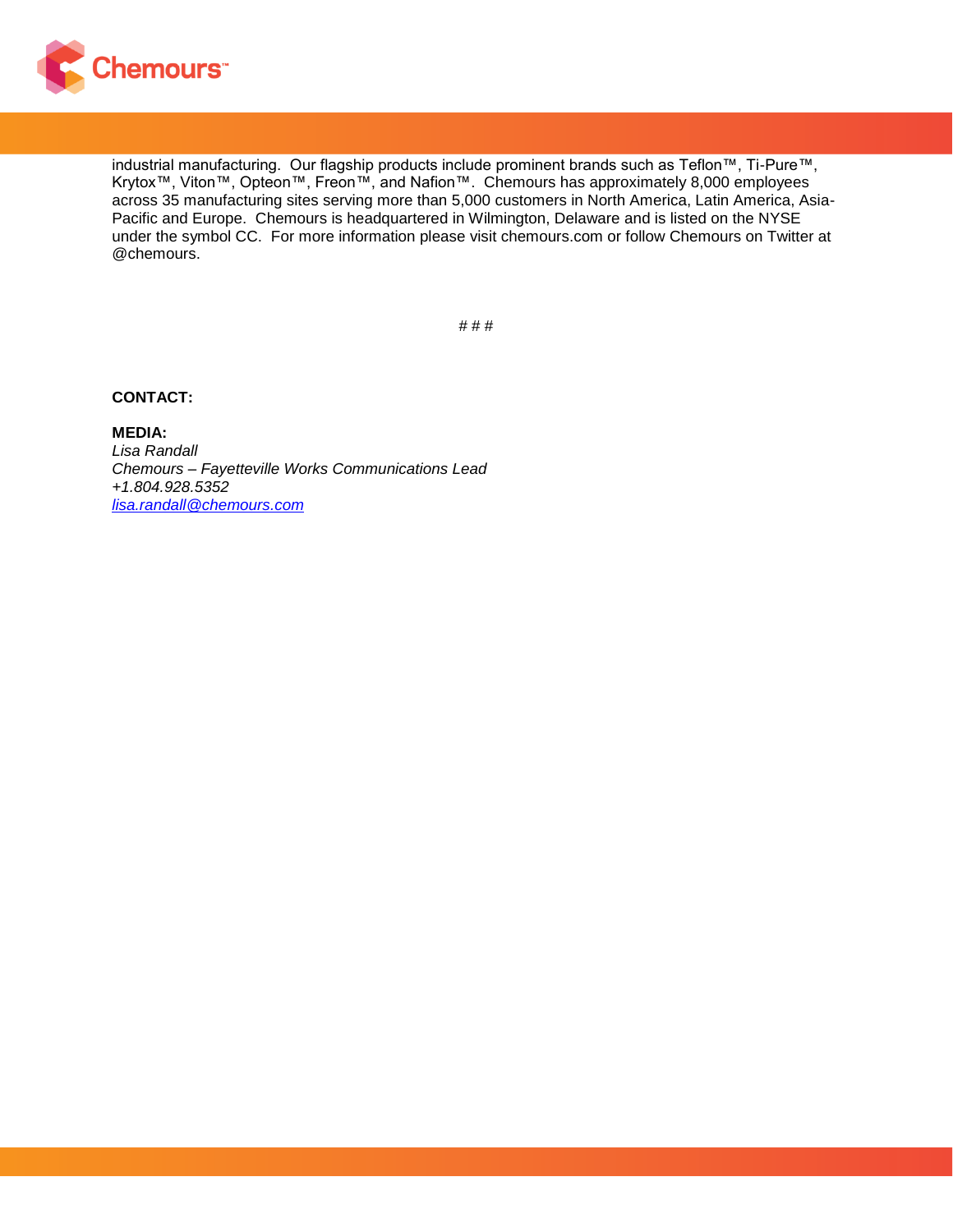industrial manufacturing.  Our flagship products include prominent brands such as Teflon™, Ti-Pure™, Krytox™, Viton™, Opteon™, Freon™, and Nafion™.  Chemours has approximately 8,000 employees across 35 manufacturing sites serving more than 5,000 customers in North America, Latin America, Asia-Pacific and Europe.  Chemours is headquartered in Wilmington, Delaware and is listed on the NYSE under the symbol CC.  For more information please visit chemours.com or follow Chemours on Twitter at @chemours.

# # #

**CONTACT:**

**MEDIA:**
*Lisa Randall*
*Chemours – Fayetteville Works Communications Lead*
*+1.804.928.5352*
*lisa.randall@chemours.com*